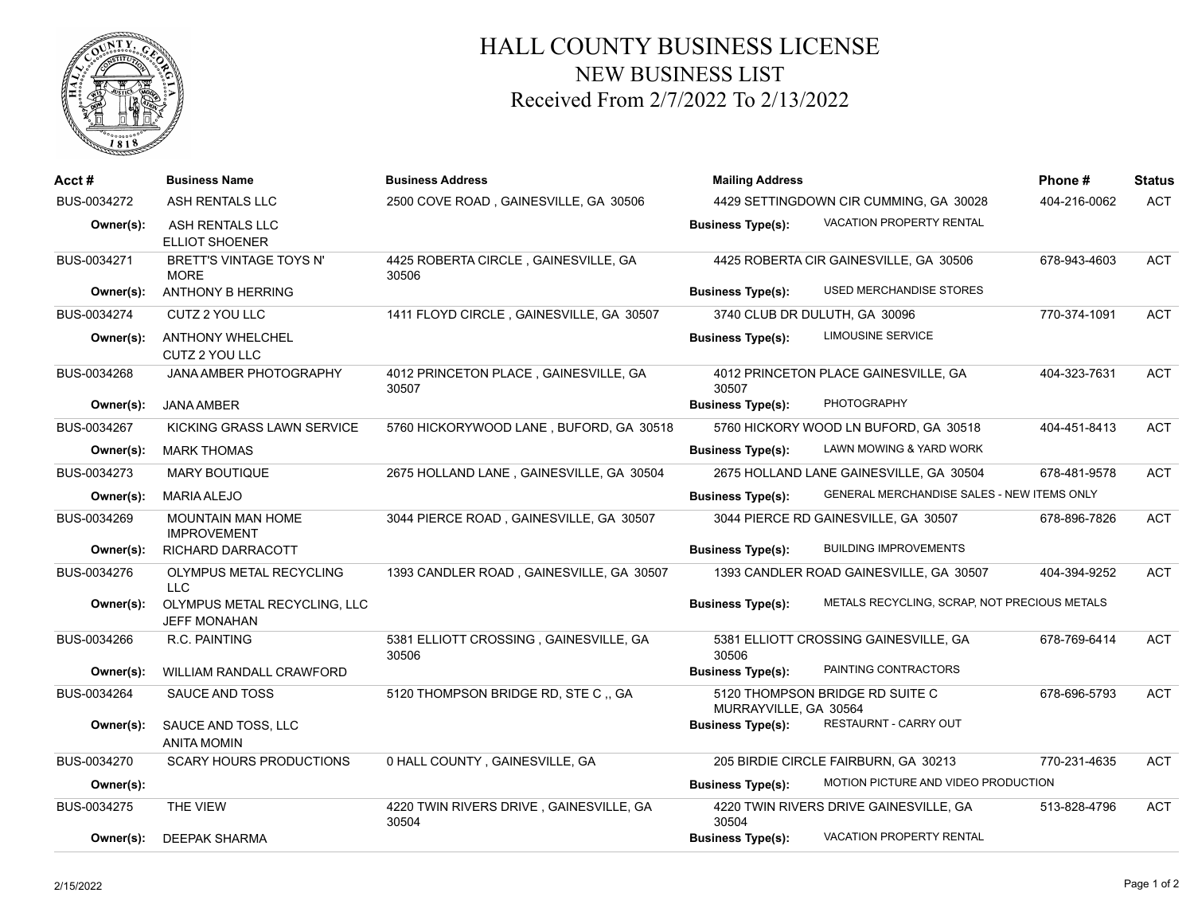# HALL COUNTY BUSINESS LICENSE

## NEW BUSINESS LIST

### Received From 2/7/2022 To 2/13/2022

| Acct # | Business Name | Business Address | Mailing Address | Business Type(s) | Phone # | Status |
|---|---|---|---|---|---|---|
| BUS-0034272 | ASH RENTALS LLC<br>Owner(s): ASH RENTALS LLC; ELLIOT SHOENER | 2500 COVE ROAD , GAINESVILLE, GA 30506 | 4429 SETTINGDOWN CIR CUMMING, GA 30028 | VACATION PROPERTY RENTAL | 404-216-0062 | ACT |
| BUS-0034271 | BRETT'S VINTAGE TOYS N' MORE<br>Owner(s): ANTHONY B HERRING | 4425 ROBERTA CIRCLE , GAINESVILLE, GA 30506 | 4425 ROBERTA CIR GAINESVILLE, GA 30506 | USED MERCHANDISE STORES | 678-943-4603 | ACT |
| BUS-0034274 | CUTZ 2 YOU LLC<br>Owner(s): ANTHONY WHELCHEL; CUTZ 2 YOU LLC | 1411 FLOYD CIRCLE , GAINESVILLE, GA 30507 | 3740 CLUB DR DULUTH, GA 30096 | LIMOUSINE SERVICE | 770-374-1091 | ACT |
| BUS-0034268 | JANA AMBER PHOTOGRAPHY<br>Owner(s): JANA AMBER | 4012 PRINCETON PLACE , GAINESVILLE, GA 30507 | 4012 PRINCETON PLACE GAINESVILLE, GA 30507 | PHOTOGRAPHY | 404-323-7631 | ACT |
| BUS-0034267 | KICKING GRASS LAWN SERVICE<br>Owner(s): MARK THOMAS | 5760 HICKORYWOOD LANE , BUFORD, GA 30518 | 5760 HICKORY WOOD LN BUFORD, GA 30518 | LAWN MOWING & YARD WORK | 404-451-8413 | ACT |
| BUS-0034273 | MARY BOUTIQUE<br>Owner(s): MARIA ALEJO | 2675 HOLLAND LANE , GAINESVILLE, GA 30504 | 2675 HOLLAND LANE GAINESVILLE, GA 30504 | GENERAL MERCHANDISE SALES - NEW ITEMS ONLY | 678-481-9578 | ACT |
| BUS-0034269 | MOUNTAIN MAN HOME IMPROVEMENT<br>Owner(s): RICHARD DARRACOTT | 3044 PIERCE ROAD , GAINESVILLE, GA 30507 | 3044 PIERCE RD GAINESVILLE, GA 30507 | BUILDING IMPROVEMENTS | 678-896-7826 | ACT |
| BUS-0034276 | OLYMPUS METAL RECYCLING LLC<br>Owner(s): OLYMPUS METAL RECYCLING, LLC; JEFF MONAHAN | 1393 CANDLER ROAD , GAINESVILLE, GA 30507 | 1393 CANDLER ROAD GAINESVILLE, GA 30507 | METALS RECYCLING, SCRAP, NOT PRECIOUS METALS | 404-394-9252 | ACT |
| BUS-0034266 | R.C. PAINTING<br>Owner(s): WILLIAM RANDALL CRAWFORD | 5381 ELLIOTT CROSSING , GAINESVILLE, GA 30506 | 5381 ELLIOTT CROSSING GAINESVILLE, GA 30506 | PAINTING CONTRACTORS | 678-769-6414 | ACT |
| BUS-0034264 | SAUCE AND TOSS<br>Owner(s): SAUCE AND TOSS, LLC; ANITA MOMIN | 5120 THOMPSON BRIDGE RD, STE C ,, GA | 5120 THOMPSON BRIDGE RD SUITE C MURRAYVILLE, GA 30564 | RESTAURNT - CARRY OUT | 678-696-5793 | ACT |
| BUS-0034270 | SCARY HOURS PRODUCTIONS<br>Owner(s): | 0 HALL COUNTY , GAINESVILLE, GA | 205 BIRDIE CIRCLE FAIRBURN, GA 30213 | MOTION PICTURE AND VIDEO PRODUCTION | 770-231-4635 | ACT |
| BUS-0034275 | THE VIEW<br>Owner(s): DEEPAK SHARMA | 4220 TWIN RIVERS DRIVE , GAINESVILLE, GA 30504 | 4220 TWIN RIVERS DRIVE GAINESVILLE, GA 30504 | VACATION PROPERTY RENTAL | 513-828-4796 | ACT |

2/15/2022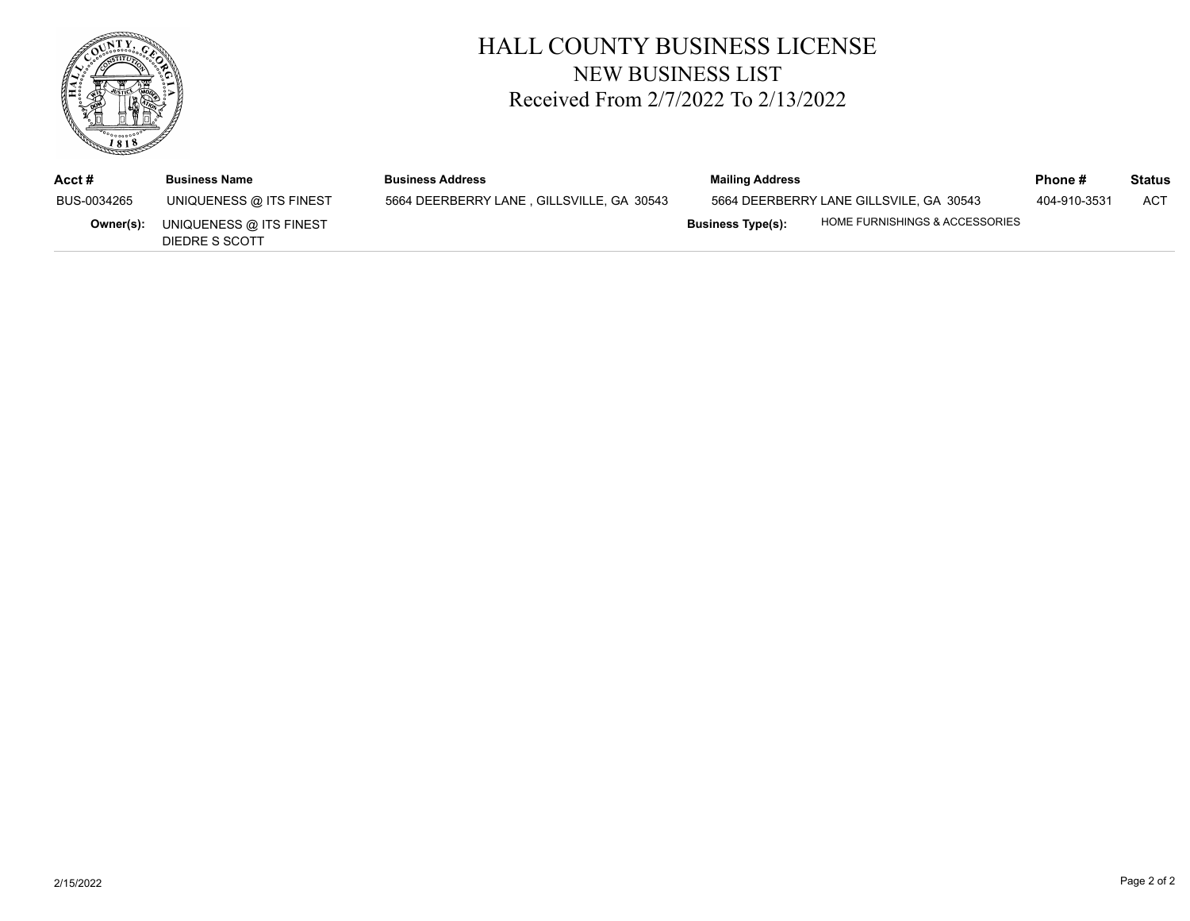# HALL COUNTY BUSINESS LICENSE

## NEW BUSINESS LIST

## Received From 2/7/2022 To 2/13/2022

| Acct # | Business Name | Business Address | Mailing Address | Phone # | Status |
|---|---|---|---|---|---|
| BUS-0034265 | UNIQUENESS @ ITS FINEST | 5664 DEERBERRY LANE , GILLSVILLE, GA 30543 | 5664 DEERBERRY LANE GILLSVILE, GA 30543 | 404-910-3531 | ACT |
| **Owner(s):** | UNIQUENESS @ ITS FINEST<br>DIEDRE S SCOTT | | **Business Type(s):** HOME FURNISHINGS & ACCESSORIES | | |

2/15/2022